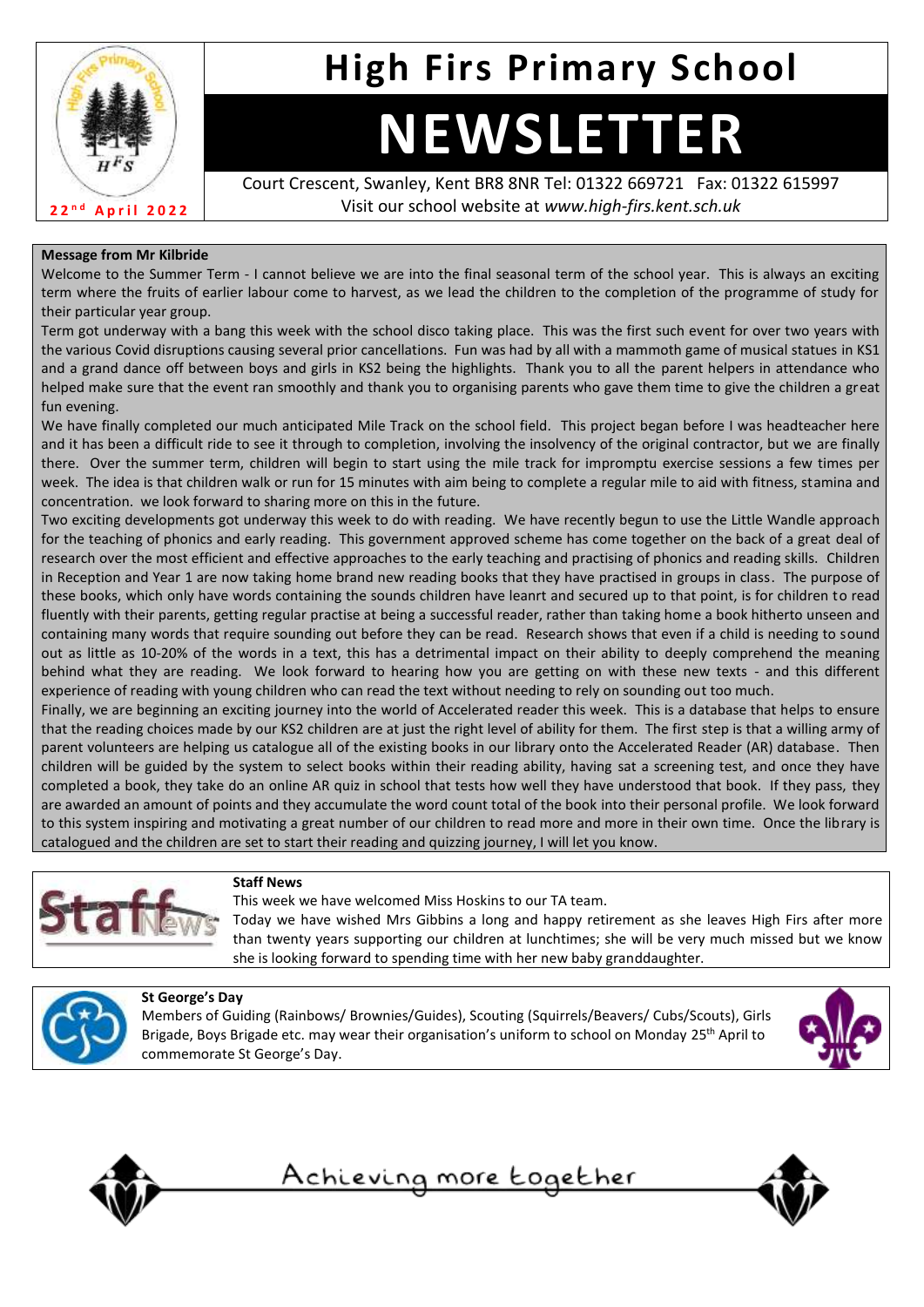# High Firs Primary School

# NEWSLETTER

22nd April 2022

Court Crescent, Swanley, Kent BR8 8NR Tel: 01322 669721 Fax: 01322 615997
Visit our school website at *www.high-firs.kent.sch.uk*

**Message from Mr Kilbride**

Welcome to the Summer Term - I cannot believe we are into the final seasonal term of the school year. This is always an exciting term where the fruits of earlier labour come to harvest, as we lead the children to the completion of the programme of study for their particular year group.

Term got underway with a bang this week with the school disco taking place. This was the first such event for over two years with the various Covid disruptions causing several prior cancellations. Fun was had by all with a mammoth game of musical statues in KS1 and a grand dance off between boys and girls in KS2 being the highlights. Thank you to all the parent helpers in attendance who helped make sure that the event ran smoothly and thank you to organising parents who gave them time to give the children a great fun evening.

We have finally completed our much anticipated Mile Track on the school field. This project began before I was headteacher here and it has been a difficult ride to see it through to completion, involving the insolvency of the original contractor, but we are finally there. Over the summer term, children will begin to start using the mile track for impromptu exercise sessions a few times per week. The idea is that children walk or run for 15 minutes with aim being to complete a regular mile to aid with fitness, stamina and concentration. we look forward to sharing more on this in the future.

Two exciting developments got underway this week to do with reading. We have recently begun to use the Little Wandle approach for the teaching of phonics and early reading. This government approved scheme has come together on the back of a great deal of research over the most efficient and effective approaches to the early teaching and practising of phonics and reading skills. Children in Reception and Year 1 are now taking home brand new reading books that they have practised in groups in class. The purpose of these books, which only have words containing the sounds children have leanrt and secured up to that point, is for children to read fluently with their parents, getting regular practise at being a successful reader, rather than taking home a book hitherto unseen and containing many words that require sounding out before they can be read. Research shows that even if a child is needing to sound out as little as 10-20% of the words in a text, this has a detrimental impact on their ability to deeply comprehend the meaning behind what they are reading. We look forward to hearing how you are getting on with these new texts - and this different experience of reading with young children who can read the text without needing to rely on sounding out too much.

Finally, we are beginning an exciting journey into the world of Accelerated reader this week. This is a database that helps to ensure that the reading choices made by our KS2 children are at just the right level of ability for them. The first step is that a willing army of parent volunteers are helping us catalogue all of the existing books in our library onto the Accelerated Reader (AR) database. Then children will be guided by the system to select books within their reading ability, having sat a screening test, and once they have completed a book, they take do an online AR quiz in school that tests how well they have understood that book. If they pass, they are awarded an amount of points and they accumulate the word count total of the book into their personal profile. We look forward to this system inspiring and motivating a great number of our children to read more and more in their own time. Once the library is catalogued and the children are set to start their reading and quizzing journey, I will let you know.

**Staff News**

This week we have welcomed Miss Hoskins to our TA team.

Today we have wished Mrs Gibbins a long and happy retirement as she leaves High Firs after more than twenty years supporting our children at lunchtimes; she will be very much missed but we know she is looking forward to spending time with her new baby granddaughter.

**St George's Day**

Members of Guiding (Rainbows/ Brownies/Guides), Scouting (Squirrels/Beavers/ Cubs/Scouts), Girls Brigade, Boys Brigade etc. may wear their organisation's uniform to school on Monday 25th April to commemorate St George's Day.

Achieving more together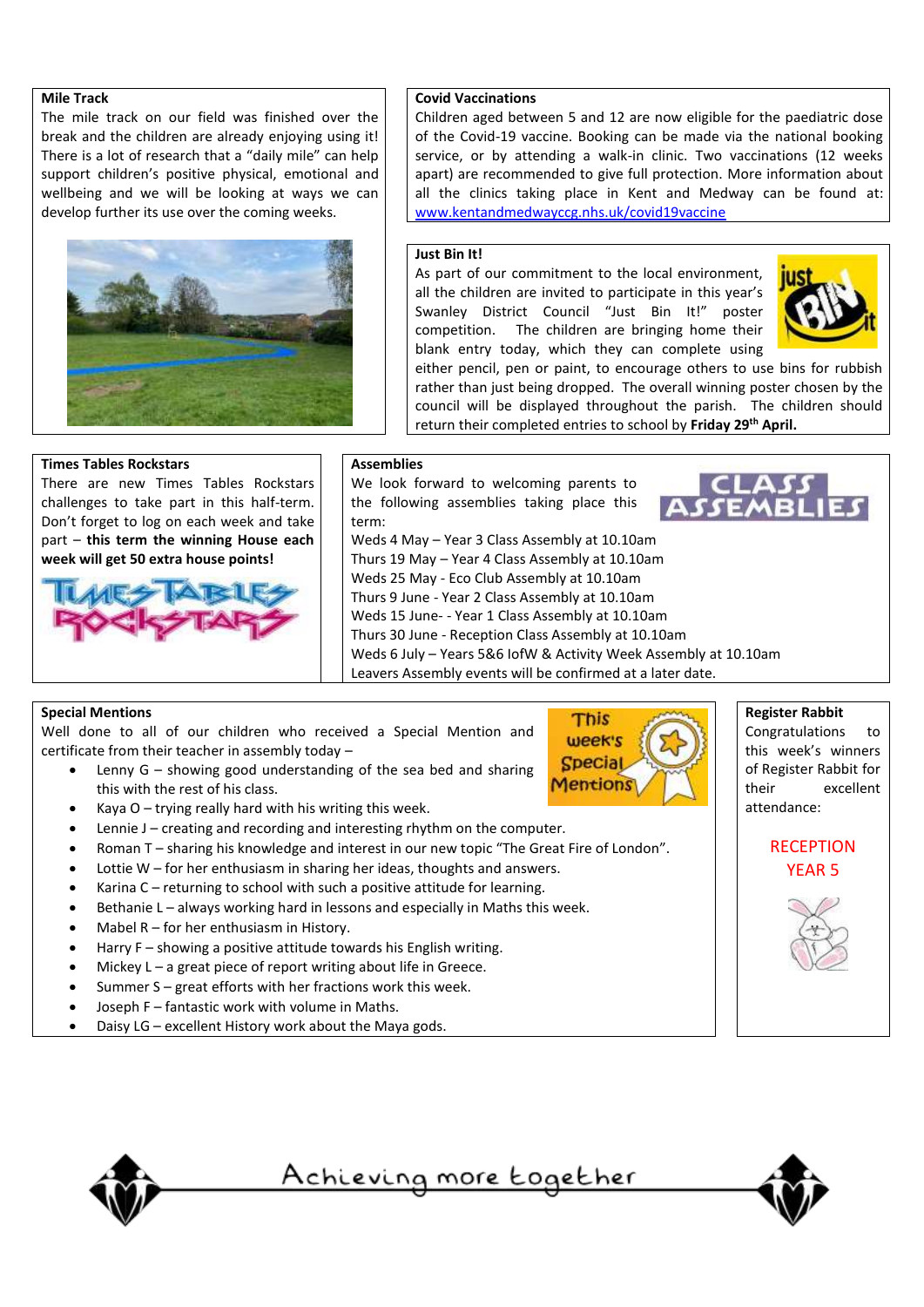## Mile Track

The mile track on our field was finished over the break and the children are already enjoying using it! There is a lot of research that a "daily mile" can help support children's positive physical, emotional and wellbeing and we will be looking at ways we can develop further its use over the coming weeks.

## Covid Vaccinations

Children aged between 5 and 12 are now eligible for the paediatric dose of the Covid-19 vaccine. Booking can be made via the national booking service, or by attending a walk-in clinic. Two vaccinations (12 weeks apart) are recommended to give full protection. More information about all the clinics taking place in Kent and Medway can be found at: www.kentandmedwayccg.nhs.uk/covid19vaccine

## Just Bin It!

As part of our commitment to the local environment, all the children are invited to participate in this year's Swanley District Council "Just Bin It!" poster competition. The children are bringing home their blank entry today, which they can complete using either pencil, pen or paint, to encourage others to use bins for rubbish rather than just being dropped. The overall winning poster chosen by the council will be displayed throughout the parish. The children should return their completed entries to school by **Friday 29th April.**

## Times Tables Rockstars

There are new Times Tables Rockstars challenges to take part in this half-term. Don't forget to log on each week and take part – **this term the winning House each week will get 50 extra house points!**

## Assemblies

We look forward to welcoming parents to the following assemblies taking place this term:

Weds 4 May – Year 3 Class Assembly at 10.10am
Thurs 19 May – Year 4 Class Assembly at 10.10am
Weds 25 May - Eco Club Assembly at 10.10am
Thurs 9 June - Year 2 Class Assembly at 10.10am
Weds 15 June- - Year 1 Class Assembly at 10.10am
Thurs 30 June - Reception Class Assembly at 10.10am
Weds 6 July – Years 5&6 IofW & Activity Week Assembly at 10.10am
Leavers Assembly events will be confirmed at a later date.

## Special Mentions

Well done to all of our children who received a Special Mention and certificate from their teacher in assembly today –

- Lenny G – showing good understanding of the sea bed and sharing this with the rest of his class.
- Kaya O – trying really hard with his writing this week.
- Lennie J – creating and recording and interesting rhythm on the computer.
- Roman T – sharing his knowledge and interest in our new topic "The Great Fire of London".
- Lottie W – for her enthusiasm in sharing her ideas, thoughts and answers.
- Karina C – returning to school with such a positive attitude for learning.
- Bethanie L – always working hard in lessons and especially in Maths this week.
- Mabel R – for her enthusiasm in History.
- Harry F – showing a positive attitude towards his English writing.
- Mickey L – a great piece of report writing about life in Greece.
- Summer S – great efforts with her fractions work this week.
- Joseph F – fantastic work with volume in Maths.
- Daisy LG – excellent History work about the Maya gods.

## Register Rabbit

Congratulations to this week's winners of Register Rabbit for their excellent attendance:

RECEPTION
YEAR 5

Achieving more together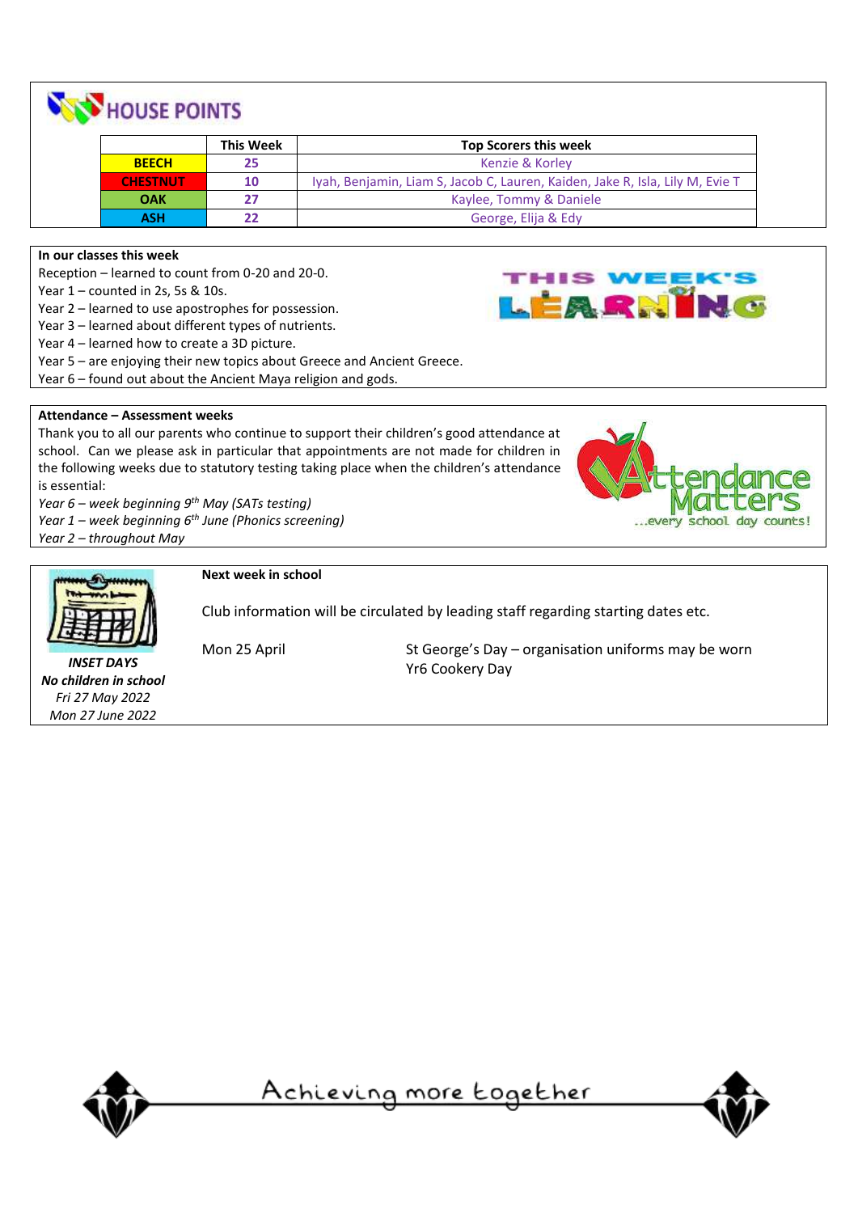## HOUSE POINTS

| | This Week | Top Scorers this week |
|---|---|---|
| **BEECH** | **25** | Kenzie & Korley |
| **CHESTNUT** | **10** | Iyah, Benjamin, Liam S, Jacob C, Lauren, Kaiden, Jake R, Isla, Lily M, Evie T |
| **OAK** | **27** | Kaylee, Tommy & Daniele |
| **ASH** | **22** | George, Elija & Edy |

**In our classes this week**

Reception – learned to count from 0-20 and 20-0.
Year 1 – counted in 2s, 5s & 10s.
Year 2 – learned to use apostrophes for possession.
Year 3 – learned about different types of nutrients.
Year 4 – learned how to create a 3D picture.
Year 5 – are enjoying their new topics about Greece and Ancient Greece.
Year 6 – found out about the Ancient Maya religion and gods.

THIS WEEK'S LEARNING

**Attendance – Assessment weeks**

Thank you to all our parents who continue to support their children's good attendance at school. Can we please ask in particular that appointments are not made for children in the following weeks due to statutory testing taking place when the children's attendance is essential:

*Year 6 – week beginning 9th May (SATs testing)*
*Year 1 – week beginning 6th June (Phonics screening)*
*Year 2 – throughout May*

Attendance Matters ...every school day counts!

***INSET DAYS***
***No children in school***
*Fri 27 May 2022*
*Mon 27 June 2022*

**Next week in school**

Club information will be circulated by leading staff regarding starting dates etc.

| | |
|---|---|
| Mon 25 April | St George's Day – organisation uniforms may be worn<br>Yr6 Cookery Day |

Achieving more together